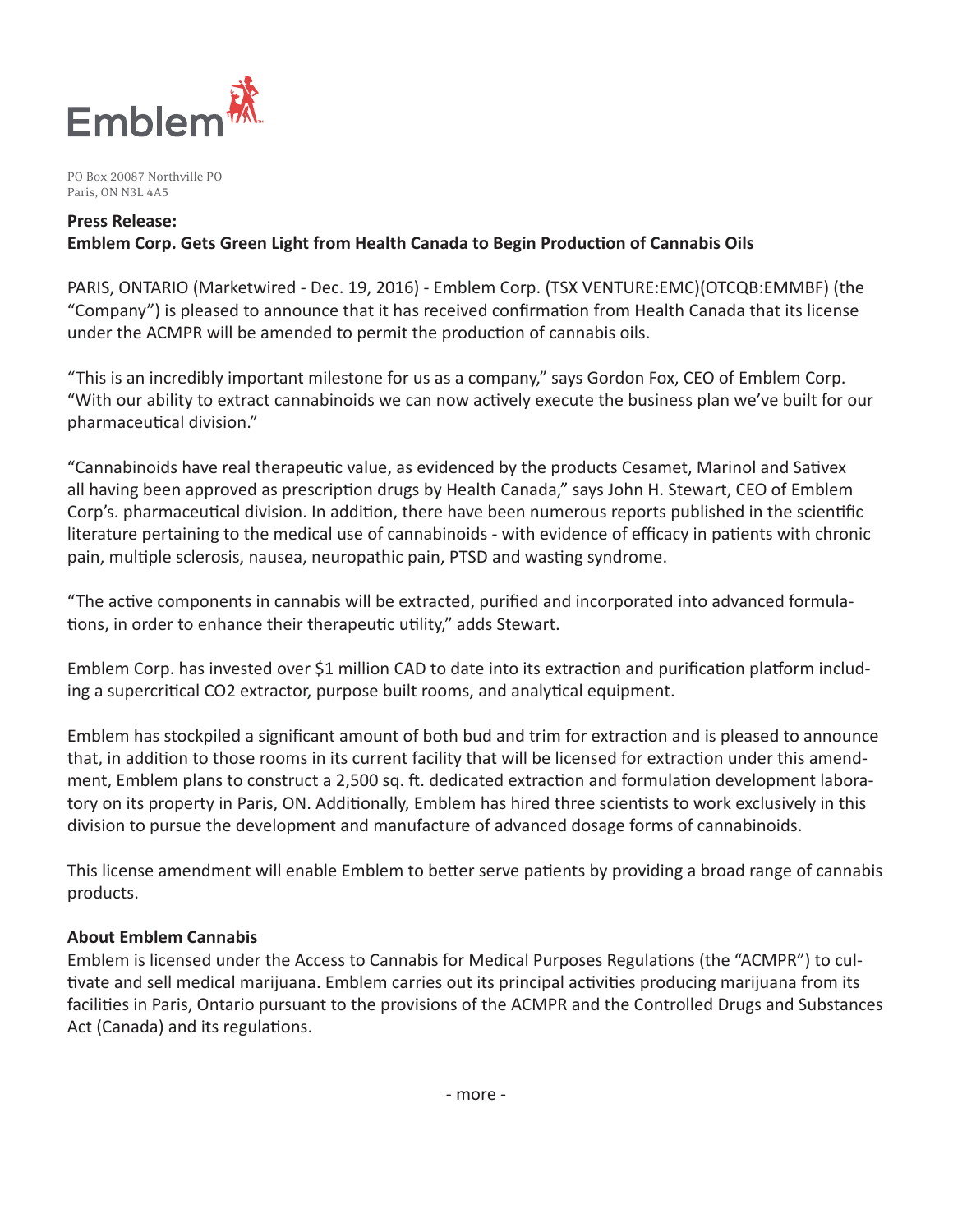Emblem

PO Box 20087 Northville PO
Paris, ON N3L 4A5

**Press Release:**
**Emblem Corp. Gets Green Light from Health Canada to Begin Production of Cannabis Oils**

PARIS, ONTARIO (Marketwired - Dec. 19, 2016) - Emblem Corp. (TSX VENTURE:EMC)(OTCQB:EMMBF) (the "Company") is pleased to announce that it has received confirmation from Health Canada that its license under the ACMPR will be amended to permit the production of cannabis oils.

"This is an incredibly important milestone for us as a company," says Gordon Fox, CEO of Emblem Corp. "With our ability to extract cannabinoids we can now actively execute the business plan we've built for our pharmaceutical division."

"Cannabinoids have real therapeutic value, as evidenced by the products Cesamet, Marinol and Sativex all having been approved as prescription drugs by Health Canada," says John H. Stewart, CEO of Emblem Corp's. pharmaceutical division. In addition, there have been numerous reports published in the scientific literature pertaining to the medical use of cannabinoids - with evidence of efficacy in patients with chronic pain, multiple sclerosis, nausea, neuropathic pain, PTSD and wasting syndrome.

"The active components in cannabis will be extracted, purified and incorporated into advanced formulations, in order to enhance their therapeutic utility," adds Stewart.

Emblem Corp. has invested over $1 million CAD to date into its extraction and purification platform including a supercritical $CO_2$ extractor, purpose built rooms, and analytical equipment.

Emblem has stockpiled a significant amount of both bud and trim for extraction and is pleased to announce that, in addition to those rooms in its current facility that will be licensed for extraction under this amendment, Emblem plans to construct a 2,500 sq. ft. dedicated extraction and formulation development laboratory on its property in Paris, ON. Additionally, Emblem has hired three scientists to work exclusively in this division to pursue the development and manufacture of advanced dosage forms of cannabinoids.

This license amendment will enable Emblem to better serve patients by providing a broad range of cannabis products.

**About Emblem Cannabis**
Emblem is licensed under the Access to Cannabis for Medical Purposes Regulations (the "ACMPR") to cultivate and sell medical marijuana. Emblem carries out its principal activities producing marijuana from its facilities in Paris, Ontario pursuant to the provisions of the ACMPR and the Controlled Drugs and Substances Act (Canada) and its regulations.

- more -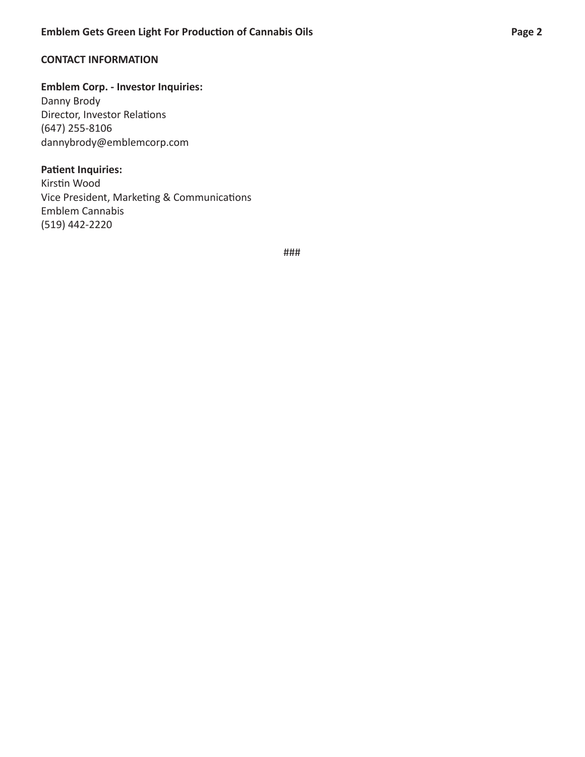**CONTACT INFORMATION**

**Emblem Corp. - Investor Inquiries:**
Danny Brody
Director, Investor Relations
(647) 255-8106
dannybrody@emblemcorp.com

**Patient Inquiries:**
Kirstin Wood
Vice President, Marketing & Communications
Emblem Cannabis
(519) 442-2220

###